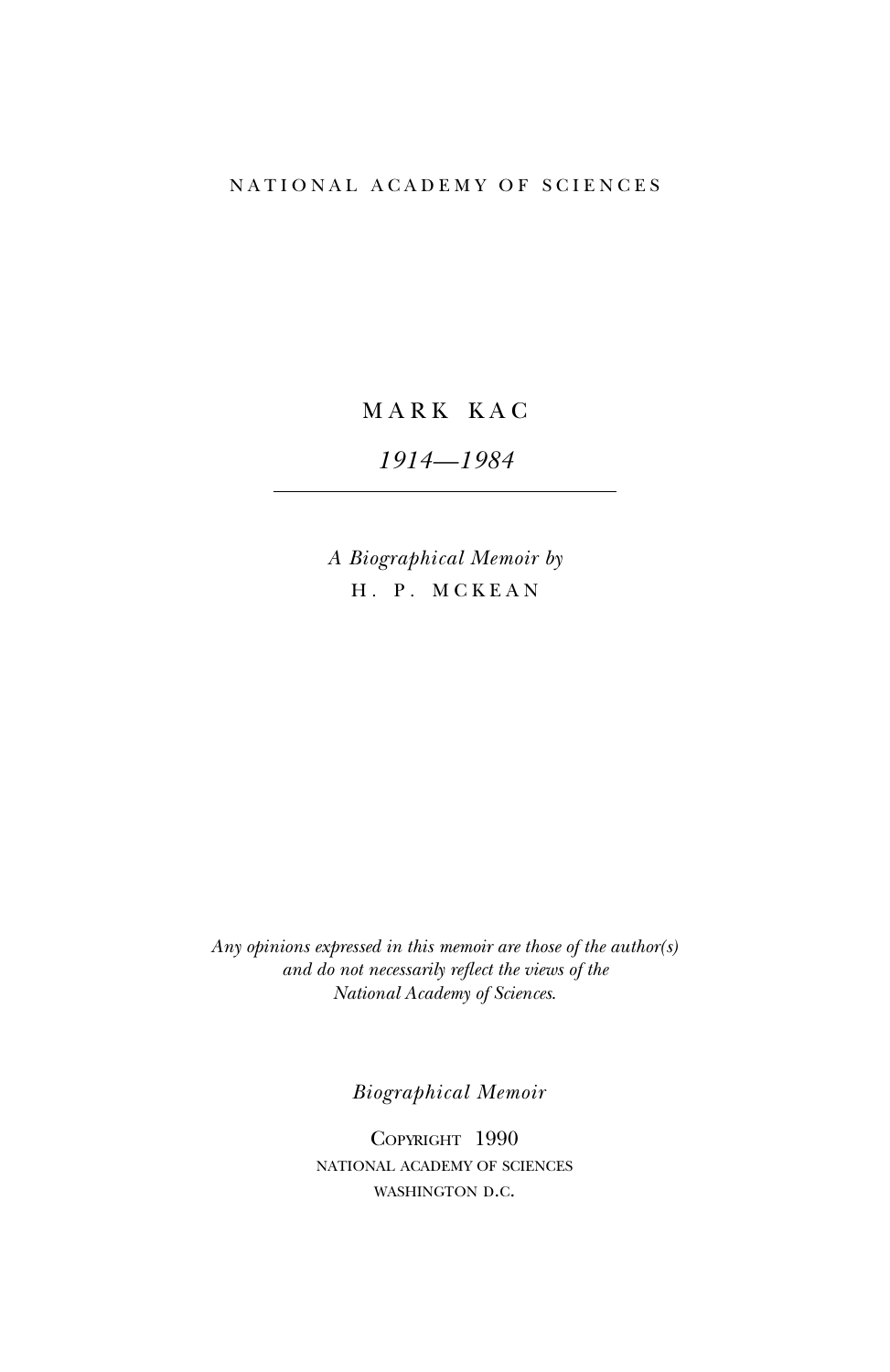NATIONAL ACADEMY OF SCIENCES

# MARK KAC

*1914—1984*

---

*A Biographical Memoir by*

H. P. MCKEAN

*Any opinions expressed in this memoir are those of the author(s) and do not necessarily reflect the views of the National Academy of Sciences.*

*Biographical Memoir*

COPYRIGHT 1990
NATIONAL ACADEMY OF SCIENCES
WASHINGTON D.C.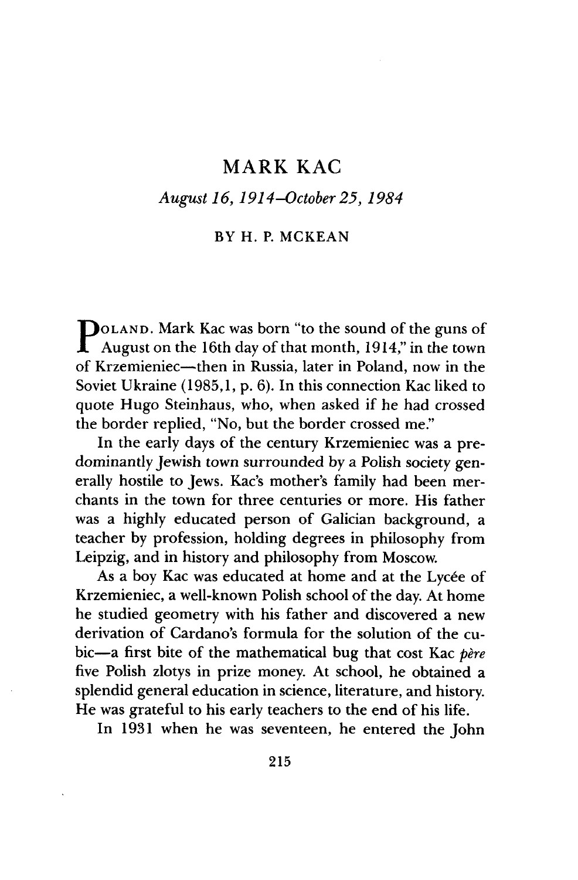# MARK KAC

*August 16, 1914–October 25, 1984*

BY H. P. MCKEAN

POLAND. Mark Kac was born "to the sound of the guns of August on the 16th day of that month, 1914," in the town of Krzemieniec—then in Russia, later in Poland, now in the Soviet Ukraine (1985,1, p. 6). In this connection Kac liked to quote Hugo Steinhaus, who, when asked if he had crossed the border replied, "No, but the border crossed me."

In the early days of the century Krzemieniec was a predominantly Jewish town surrounded by a Polish society generally hostile to Jews. Kac's mother's family had been merchants in the town for three centuries or more. His father was a highly educated person of Galician background, a teacher by profession, holding degrees in philosophy from Leipzig, and in history and philosophy from Moscow.

As a boy Kac was educated at home and at the Lycée of Krzemieniec, a well-known Polish school of the day. At home he studied geometry with his father and discovered a new derivation of Cardano's formula for the solution of the cubic—a first bite of the mathematical bug that cost Kac *père* five Polish zlotys in prize money. At school, he obtained a splendid general education in science, literature, and history. He was grateful to his early teachers to the end of his life.

In 1931 when he was seventeen, he entered the John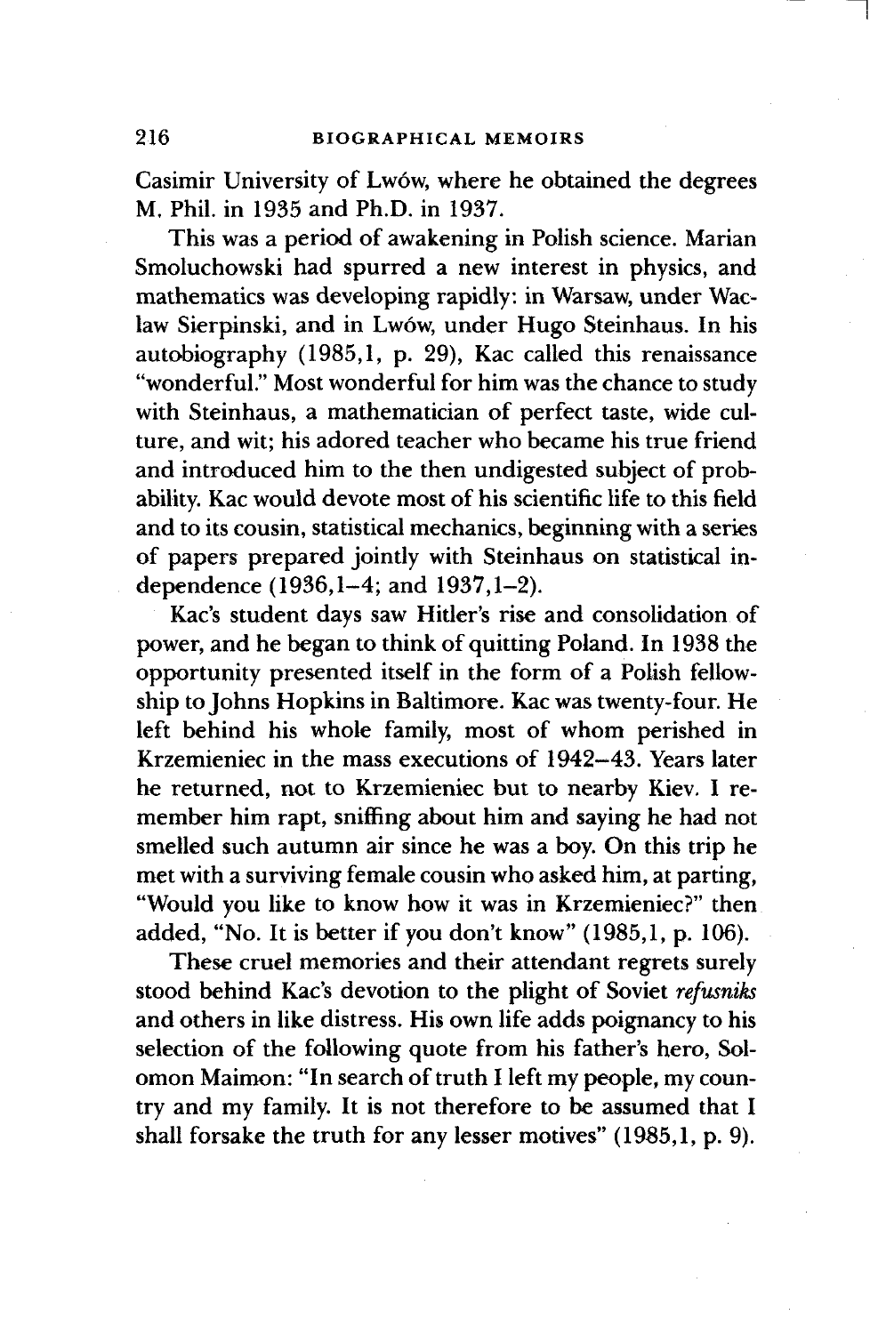Casimir University of Lwów, where he obtained the degrees M. Phil. in 1935 and Ph.D. in 1937.

This was a period of awakening in Polish science. Marian Smoluchowski had spurred a new interest in physics, and mathematics was developing rapidly: in Warsaw, under Wacław Sierpinski, and in Lwów, under Hugo Steinhaus. In his autobiography (1985,1, p. 29), Kac called this renaissance "wonderful." Most wonderful for him was the chance to study with Steinhaus, a mathematician of perfect taste, wide culture, and wit; his adored teacher who became his true friend and introduced him to the then undigested subject of probability. Kac would devote most of his scientific life to this field and to its cousin, statistical mechanics, beginning with a series of papers prepared jointly with Steinhaus on statistical independence (1936,1–4; and 1937,1–2).

Kac's student days saw Hitler's rise and consolidation of power, and he began to think of quitting Poland. In 1938 the opportunity presented itself in the form of a Polish fellowship to Johns Hopkins in Baltimore. Kac was twenty-four. He left behind his whole family, most of whom perished in Krzemieniec in the mass executions of 1942–43. Years later he returned, not to Krzemieniec but to nearby Kiev. I remember him rapt, sniffing about him and saying he had not smelled such autumn air since he was a boy. On this trip he met with a surviving female cousin who asked him, at parting, "Would you like to know how it was in Krzemieniec?" then added, "No. It is better if you don't know" (1985,1, p. 106).

These cruel memories and their attendant regrets surely stood behind Kac's devotion to the plight of Soviet *refusniks* and others in like distress. His own life adds poignancy to his selection of the following quote from his father's hero, Solomon Maimon: "In search of truth I left my people, my country and my family. It is not therefore to be assumed that I shall forsake the truth for any lesser motives" (1985,1, p. 9).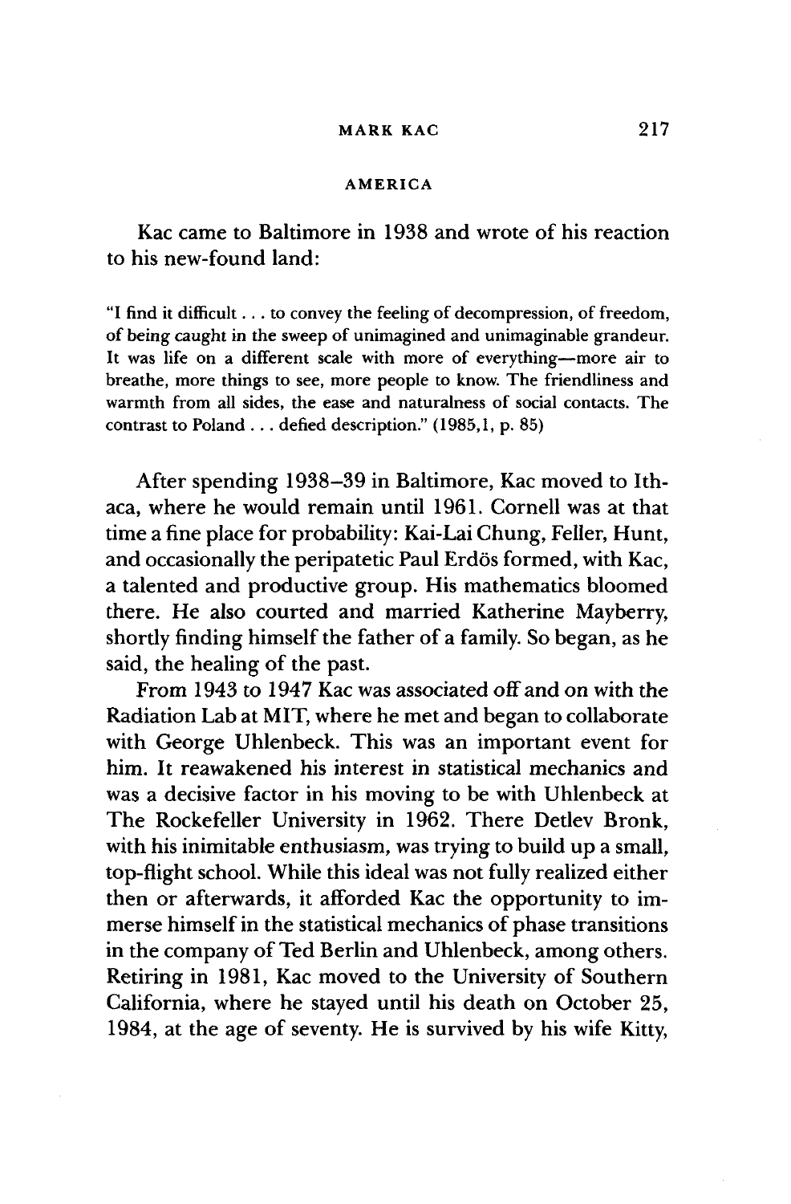## AMERICA

Kac came to Baltimore in 1938 and wrote of his reaction to his new-found land:

> "I find it difficult . . . to convey the feeling of decompression, of freedom, of being caught in the sweep of unimagined and unimaginable grandeur. It was life on a different scale with more of everything—more air to breathe, more things to see, more people to know. The friendliness and warmth from all sides, the ease and naturalness of social contacts. The contrast to Poland . . . defied description." (1985,1, p. 85)

After spending 1938–39 in Baltimore, Kac moved to Ithaca, where he would remain until 1961. Cornell was at that time a fine place for probability: Kai-Lai Chung, Feller, Hunt, and occasionally the peripatetic Paul Erdös formed, with Kac, a talented and productive group. His mathematics bloomed there. He also courted and married Katherine Mayberry, shortly finding himself the father of a family. So began, as he said, the healing of the past.

From 1943 to 1947 Kac was associated off and on with the Radiation Lab at MIT, where he met and began to collaborate with George Uhlenbeck. This was an important event for him. It reawakened his interest in statistical mechanics and was a decisive factor in his moving to be with Uhlenbeck at The Rockefeller University in 1962. There Detlev Bronk, with his inimitable enthusiasm, was trying to build up a small, top-flight school. While this ideal was not fully realized either then or afterwards, it afforded Kac the opportunity to immerse himself in the statistical mechanics of phase transitions in the company of Ted Berlin and Uhlenbeck, among others. Retiring in 1981, Kac moved to the University of Southern California, where he stayed until his death on October 25, 1984, at the age of seventy. He is survived by his wife Kitty,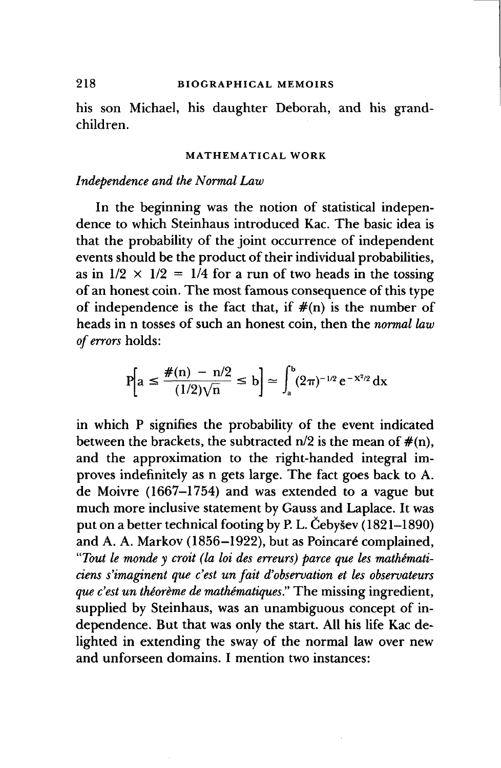his son Michael, his daughter Deborah, and his grandchildren.

## MATHEMATICAL WORK

### *Independence and the Normal Law*

In the beginning was the notion of statistical independence to which Steinhaus introduced Kac. The basic idea is that the probability of the joint occurrence of independent events should be the product of their individual probabilities, as in $1/2 \times 1/2 = 1/4$ for a run of two heads in the tossing of an honest coin. The most famous consequence of this type of independence is the fact that, if $\#(n)$ is the number of heads in n tosses of such an honest coin, then the *normal law of errors* holds:

$$P\left[a \leq \frac{\#(n) - n/2}{(1/2)\sqrt{n}} \leq b\right] \simeq \int_a^b (2\pi)^{-1/2} e^{-x^2/2} dx$$

in which P signifies the probability of the event indicated between the brackets, the subtracted $n/2$ is the mean of $\#(n)$, and the approximation to the right-handed integral improves indefinitely as n gets large. The fact goes back to A. de Moivre (1667–1754) and was extended to a vague but much more inclusive statement by Gauss and Laplace. It was put on a better technical footing by P. L. Čebyšev (1821–1890) and A. A. Markov (1856–1922), but as Poincaré complained, "*Tout le monde y croit (la loi des erreurs) parce que les mathématiciens s'imaginent que c'est un fait d'observation et les observateurs que c'est un théorème de mathématiques.*" The missing ingredient, supplied by Steinhaus, was an unambiguous concept of independence. But that was only the start. All his life Kac delighted in extending the sway of the normal law over new and unforseen domains. I mention two instances: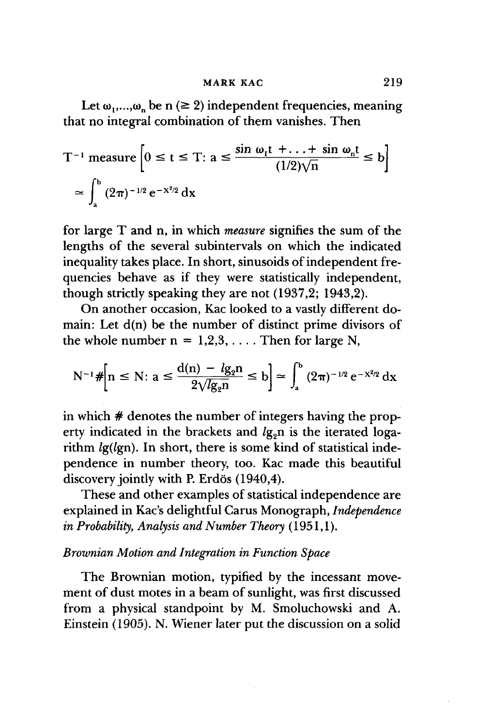Let $\omega_1,...,\omega_n$ be n ($\geq 2$) independent frequencies, meaning that no integral combination of them vanishes. Then

$$T^{-1} \text{ measure } \left[0 \leq t \leq T: a \leq \frac{\sin \omega_1 t + \ldots + \sin \omega_n t}{(1/2)\sqrt{n}} \leq b\right]$$

$$\simeq \int_a^b (2\pi)^{-1/2} e^{-x^2/2} dx$$

for large T and n, in which *measure* signifies the sum of the lengths of the several subintervals on which the indicated inequality takes place. In short, sinusoids of independent frequencies behave as if they were statistically independent, though strictly speaking they are not (1937,2; 1943,2).

On another occasion, Kac looked to a vastly different domain: Let d(n) be the number of distinct prime divisors of the whole number n = 1,2,3, . . . . Then for large N,

$$N^{-1}\#\left[n \leq N: a \leq \frac{d(n) - lg_2 n}{2\sqrt{lg_2 n}} \leq b\right] \simeq \int_a^b (2\pi)^{-1/2} e^{-x^2/2} dx$$

in which # denotes the number of integers having the property indicated in the brackets and $lg_2 n$ is the iterated logarithm $lg(lgn)$. In short, there is some kind of statistical independence in number theory, too. Kac made this beautiful discovery jointly with P. Erdös (1940,4).

These and other examples of statistical independence are explained in Kac's delightful Carus Monograph, *Independence in Probability, Analysis and Number Theory* (1951,1).

### *Brownian Motion and Integration in Function Space*

The Brownian motion, typified by the incessant movement of dust motes in a beam of sunlight, was first discussed from a physical standpoint by M. Smoluchowski and A. Einstein (1905). N. Wiener later put the discussion on a solid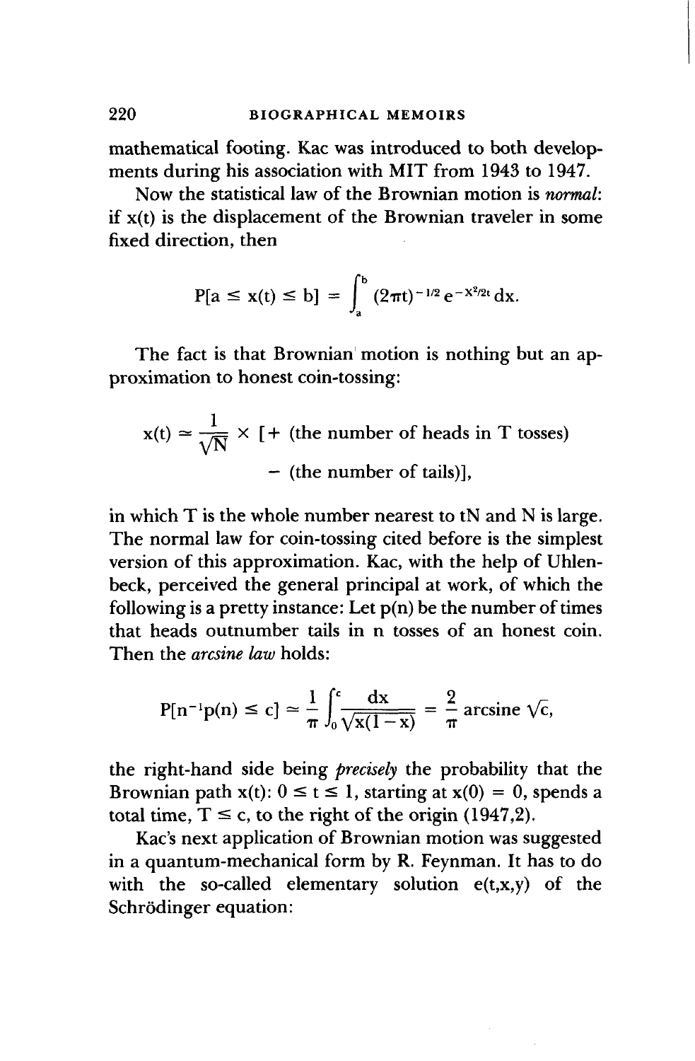mathematical footing. Kac was introduced to both developments during his association with MIT from 1943 to 1947.

Now the statistical law of the Brownian motion is *normal*: if x(t) is the displacement of the Brownian traveler in some fixed direction, then

$$P[a \leq x(t) \leq b] = \int_a^b (2\pi t)^{-1/2} e^{-x^2/2t} \, dx.$$

The fact is that Brownian motion is nothing but an approximation to honest coin-tossing:

$$x(t) \simeq \frac{1}{\sqrt{N}} \times [+ \text{ (the number of heads in T tosses)} - \text{(the number of tails)}],$$

in which T is the whole number nearest to tN and N is large. The normal law for coin-tossing cited before is the simplest version of this approximation. Kac, with the help of Uhlenbeck, perceived the general principal at work, of which the following is a pretty instance: Let p(n) be the number of times that heads outnumber tails in n tosses of an honest coin. Then the *arcsine law* holds:

$$P[n^{-1}p(n) \leq c] \simeq \frac{1}{\pi} \int_0^c \frac{dx}{\sqrt{x(1-x)}} = \frac{2}{\pi} \text{ arcsine } \sqrt{c},$$

the right-hand side being *precisely* the probability that the Brownian path x(t): $0 \leq t \leq 1$, starting at x(0) = 0, spends a total time, $T \leq c$, to the right of the origin (1947,2).

Kac's next application of Brownian motion was suggested in a quantum-mechanical form by R. Feynman. It has to do with the so-called elementary solution e(t,x,y) of the Schrödinger equation: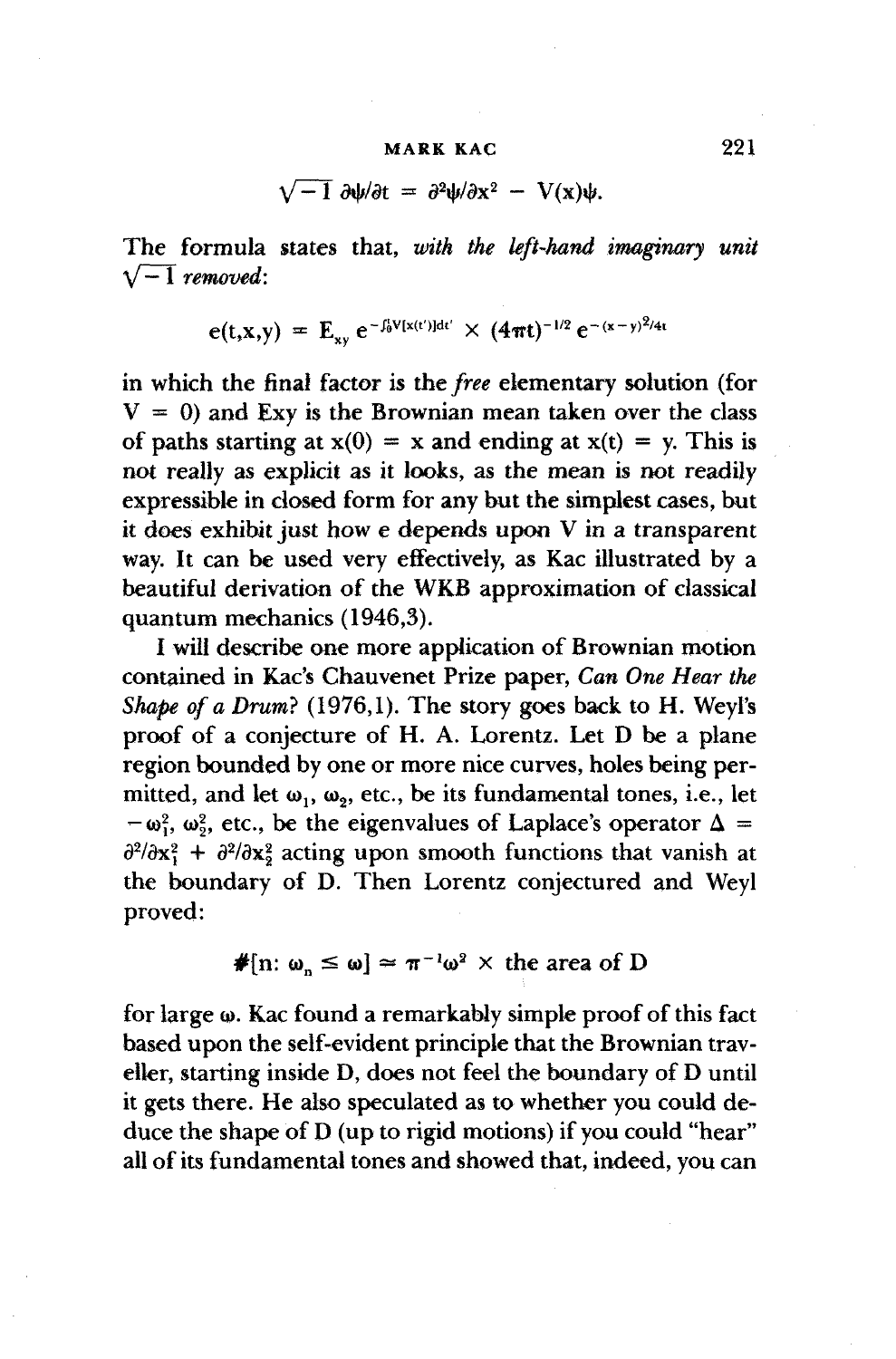$$\sqrt{-1}\,\partial\psi/\partial t = \partial^2\psi/\partial x^2 - V(x)\psi.$$

The formula states that, *with the left-hand imaginary unit* $\sqrt{-1}$ *removed*:

$$e(t,x,y) = E_{xy}\, e^{-\int_0^t V[x(t')]dt'} \times (4\pi t)^{-1/2} e^{-(x-y)^2/4t}$$

in which the final factor is the *free* elementary solution (for $V = 0$) and Exy is the Brownian mean taken over the class of paths starting at $x(0) = x$ and ending at $x(t) = y$. This is not really as explicit as it looks, as the mean is not readily expressible in closed form for any but the simplest cases, but it does exhibit just how e depends upon V in a transparent way. It can be used very effectively, as Kac illustrated by a beautiful derivation of the WKB approximation of classical quantum mechanics (1946,3).

I will describe one more application of Brownian motion contained in Kac's Chauvenet Prize paper, *Can One Hear the Shape of a Drum?* (1976,1). The story goes back to H. Weyl's proof of a conjecture of H. A. Lorentz. Let D be a plane region bounded by one or more nice curves, holes being permitted, and let $\omega_1$, $\omega_2$, etc., be its fundamental tones, i.e., let $-\omega_1^2$, $\omega_2^2$, etc., be the eigenvalues of Laplace's operator $\Delta = \partial^2/\partial x_1^2 + \partial^2/\partial x_2^2$ acting upon smooth functions that vanish at the boundary of D. Then Lorentz conjectured and Weyl proved:

$$\#[n\colon \omega_n \leq \omega] \simeq \pi^{-1}\omega^2 \times \text{the area of D}$$

for large $\omega$. Kac found a remarkably simple proof of this fact based upon the self-evident principle that the Brownian traveller, starting inside D, does not feel the boundary of D until it gets there. He also speculated as to whether you could deduce the shape of D (up to rigid motions) if you could "hear" all of its fundamental tones and showed that, indeed, you can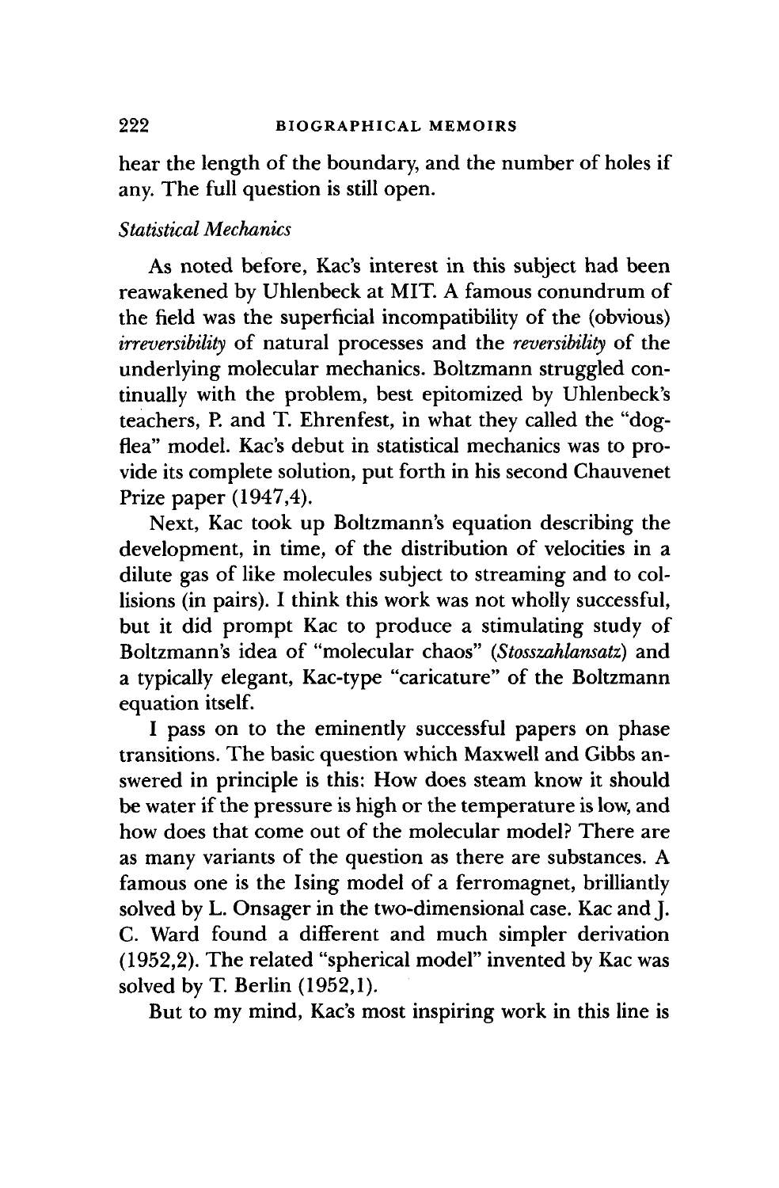hear the length of the boundary, and the number of holes if any. The full question is still open.

### *Statistical Mechanics*

As noted before, Kac's interest in this subject had been reawakened by Uhlenbeck at MIT. A famous conundrum of the field was the superficial incompatibility of the (obvious) *irreversibility* of natural processes and the *reversibility* of the underlying molecular mechanics. Boltzmann struggled continually with the problem, best epitomized by Uhlenbeck's teachers, P. and T. Ehrenfest, in what they called the "dog-flea" model. Kac's debut in statistical mechanics was to provide its complete solution, put forth in his second Chauvenet Prize paper (1947,4).

Next, Kac took up Boltzmann's equation describing the development, in time, of the distribution of velocities in a dilute gas of like molecules subject to streaming and to collisions (in pairs). I think this work was not wholly successful, but it did prompt Kac to produce a stimulating study of Boltzmann's idea of "molecular chaos" (*Stosszahlansatz*) and a typically elegant, Kac-type "caricature" of the Boltzmann equation itself.

I pass on to the eminently successful papers on phase transitions. The basic question which Maxwell and Gibbs answered in principle is this: How does steam know it should be water if the pressure is high or the temperature is low, and how does that come out of the molecular model? There are as many variants of the question as there are substances. A famous one is the Ising model of a ferromagnet, brilliantly solved by L. Onsager in the two-dimensional case. Kac and J. C. Ward found a different and much simpler derivation (1952,2). The related "spherical model" invented by Kac was solved by T. Berlin (1952,1).

But to my mind, Kac's most inspiring work in this line is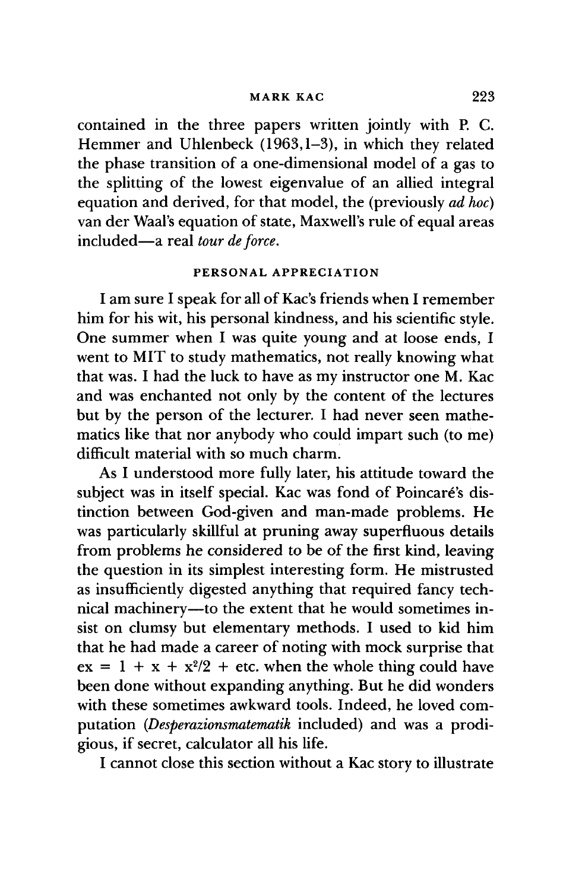contained in the three papers written jointly with P. C. Hemmer and Uhlenbeck (1963,1–3), in which they related the phase transition of a one-dimensional model of a gas to the splitting of the lowest eigenvalue of an allied integral equation and derived, for that model, the (previously *ad hoc*) van der Waal's equation of state, Maxwell's rule of equal areas included—a real *tour de force*.

## PERSONAL APPRECIATION

I am sure I speak for all of Kac's friends when I remember him for his wit, his personal kindness, and his scientific style. One summer when I was quite young and at loose ends, I went to MIT to study mathematics, not really knowing what that was. I had the luck to have as my instructor one M. Kac and was enchanted not only by the content of the lectures but by the person of the lecturer. I had never seen mathematics like that nor anybody who could impart such (to me) difficult material with so much charm.

As I understood more fully later, his attitude toward the subject was in itself special. Kac was fond of Poincaré's distinction between God-given and man-made problems. He was particularly skillful at pruning away superfluous details from problems he considered to be of the first kind, leaving the question in its simplest interesting form. He mistrusted as insufficiently digested anything that required fancy technical machinery—to the extent that he would sometimes insist on clumsy but elementary methods. I used to kid him that he had made a career of noting with mock surprise that $ex = 1 + x + x^2/2 +$ etc. when the whole thing could have been done without expanding anything. But he did wonders with these sometimes awkward tools. Indeed, he loved computation (*Desperazionsmatematik* included) and was a prodigious, if secret, calculator all his life.

I cannot close this section without a Kac story to illustrate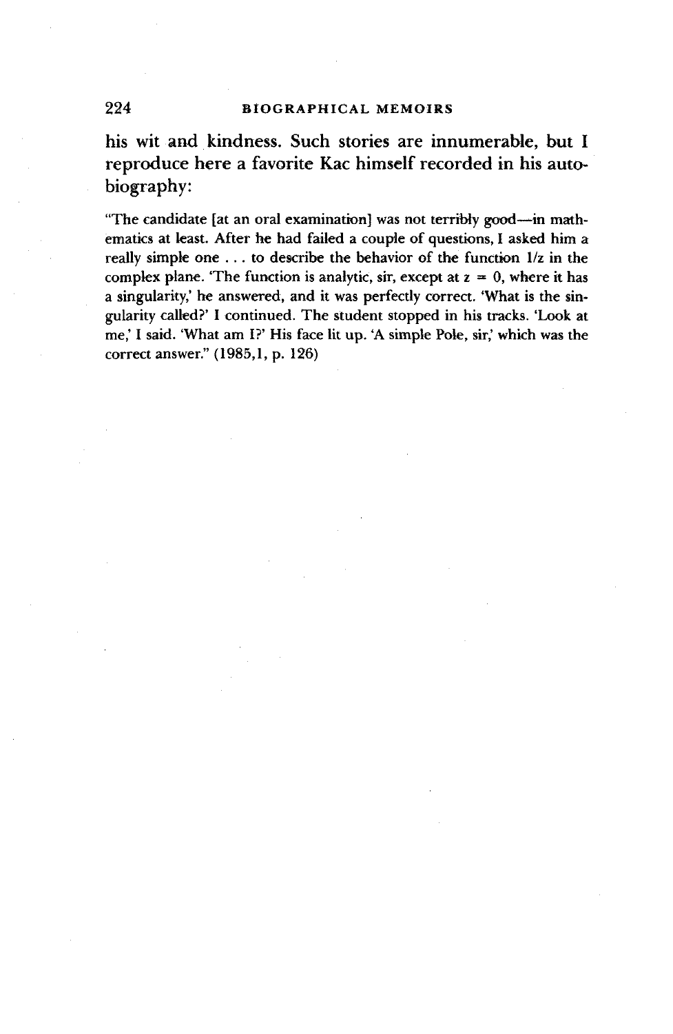his wit and kindness. Such stories are innumerable, but I reproduce here a favorite Kac himself recorded in his autobiography:

> "The candidate [at an oral examination] was not terribly good—in mathematics at least. After he had failed a couple of questions, I asked him a really simple one . . . to describe the behavior of the function $1/z$ in the complex plane. 'The function is analytic, sir, except at $z = 0$, where it has a singularity,' he answered, and it was perfectly correct. 'What is the singularity called?' I continued. The student stopped in his tracks. 'Look at me,' I said. 'What am I?' His face lit up. 'A simple Pole, sir,' which was the correct answer." (1985,1, p. 126)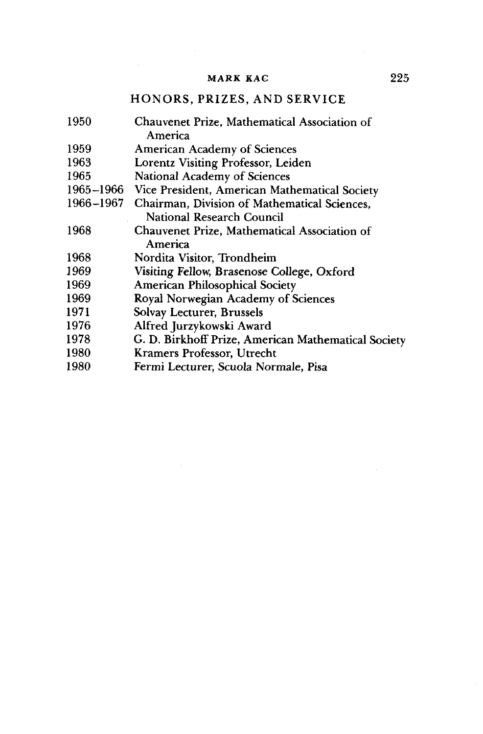## HONORS, PRIZES, AND SERVICE

| | |
|---|---|
| 1950 | Chauvenet Prize, Mathematical Association of America |
| 1959 | American Academy of Sciences |
| 1963 | Lorentz Visiting Professor, Leiden |
| 1965 | National Academy of Sciences |
| 1965–1966 | Vice President, American Mathematical Society |
| 1966–1967 | Chairman, Division of Mathematical Sciences, National Research Council |
| 1968 | Chauvenet Prize, Mathematical Association of America |
| 1968 | Nordita Visitor, Trondheim |
| 1969 | Visiting Fellow, Brasenose College, Oxford |
| 1969 | American Philosophical Society |
| 1969 | Royal Norwegian Academy of Sciences |
| 1971 | Solvay Lecturer, Brussels |
| 1976 | Alfred Jurzykowski Award |
| 1978 | G. D. Birkhoff Prize, American Mathematical Society |
| 1980 | Kramers Professor, Utrecht |
| 1980 | Fermi Lecturer, Scuola Normale, Pisa |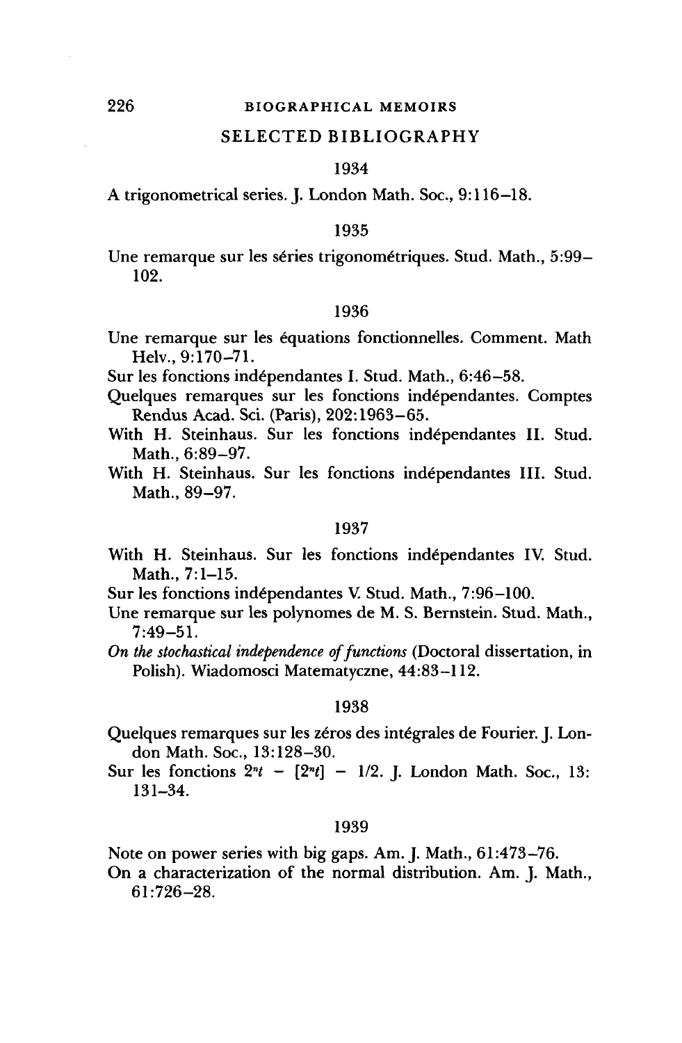## SELECTED BIBLIOGRAPHY

### 1934

A trigonometrical series. J. London Math. Soc., 9:116–18.

### 1935

Une remarque sur les séries trigonométriques. Stud. Math., 5:99–102.

### 1936

Une remarque sur les équations fonctionnelles. Comment. Math Helv., 9:170–71.

Sur les fonctions indépendantes I. Stud. Math., 6:46–58.

Quelques remarques sur les fonctions indépendantes. Comptes Rendus Acad. Sci. (Paris), 202:1963–65.

With H. Steinhaus. Sur les fonctions indépendantes II. Stud. Math., 6:89–97.

With H. Steinhaus. Sur les fonctions indépendantes III. Stud. Math., 89–97.

### 1937

With H. Steinhaus. Sur les fonctions indépendantes IV. Stud. Math., 7:1–15.

Sur les fonctions indépendantes V. Stud. Math., 7:96–100.

Une remarque sur les polynomes de M. S. Bernstein. Stud. Math., 7:49–51.

*On the stochastical independence of functions* (Doctoral dissertation, in Polish). Wiadomosci Matematyczne, 44:83–112.

### 1938

Quelques remarques sur les zéros des intégrales de Fourier. J. London Math. Soc., 13:128–30.

Sur les fonctions $2^n t - [2^n t] - 1/2$. J. London Math. Soc., 13: 131–34.

### 1939

Note on power series with big gaps. Am. J. Math., 61:473–76.

On a characterization of the normal distribution. Am. J. Math., 61:726–28.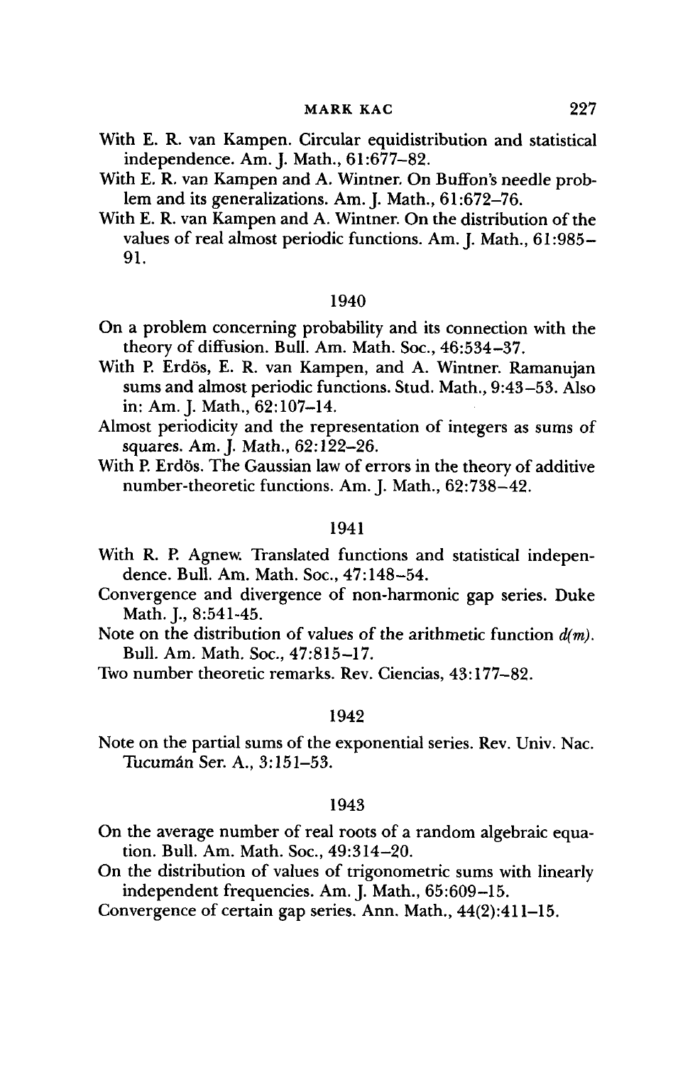With E. R. van Kampen. Circular equidistribution and statistical independence. Am. J. Math., 61:677–82.

With E. R. van Kampen and A. Wintner. On Buffon's needle problem and its generalizations. Am. J. Math., 61:672–76.

With E. R. van Kampen and A. Wintner. On the distribution of the values of real almost periodic functions. Am. J. Math., 61:985–91.

### 1940

On a problem concerning probability and its connection with the theory of diffusion. Bull. Am. Math. Soc., 46:534–37.

With P. Erdös, E. R. van Kampen, and A. Wintner. Ramanujan sums and almost periodic functions. Stud. Math., 9:43–53. Also in: Am. J. Math., 62:107–14.

Almost periodicity and the representation of integers as sums of squares. Am. J. Math., 62:122–26.

With P. Erdös. The Gaussian law of errors in the theory of additive number-theoretic functions. Am. J. Math., 62:738–42.

### 1941

With R. P. Agnew. Translated functions and statistical independence. Bull. Am. Math. Soc., 47:148–54.

Convergence and divergence of non-harmonic gap series. Duke Math. J., 8:541-45.

Note on the distribution of values of the arithmetic function *d(m)*. Bull. Am. Math. Soc., 47:815–17.

Two number theoretic remarks. Rev. Ciencias, 43:177–82.

### 1942

Note on the partial sums of the exponential series. Rev. Univ. Nac. Tucumán Ser. A., 3:151–53.

### 1943

On the average number of real roots of a random algebraic equation. Bull. Am. Math. Soc., 49:314–20.

On the distribution of values of trigonometric sums with linearly independent frequencies. Am. J. Math., 65:609–15.

Convergence of certain gap series. Ann. Math., 44(2):411–15.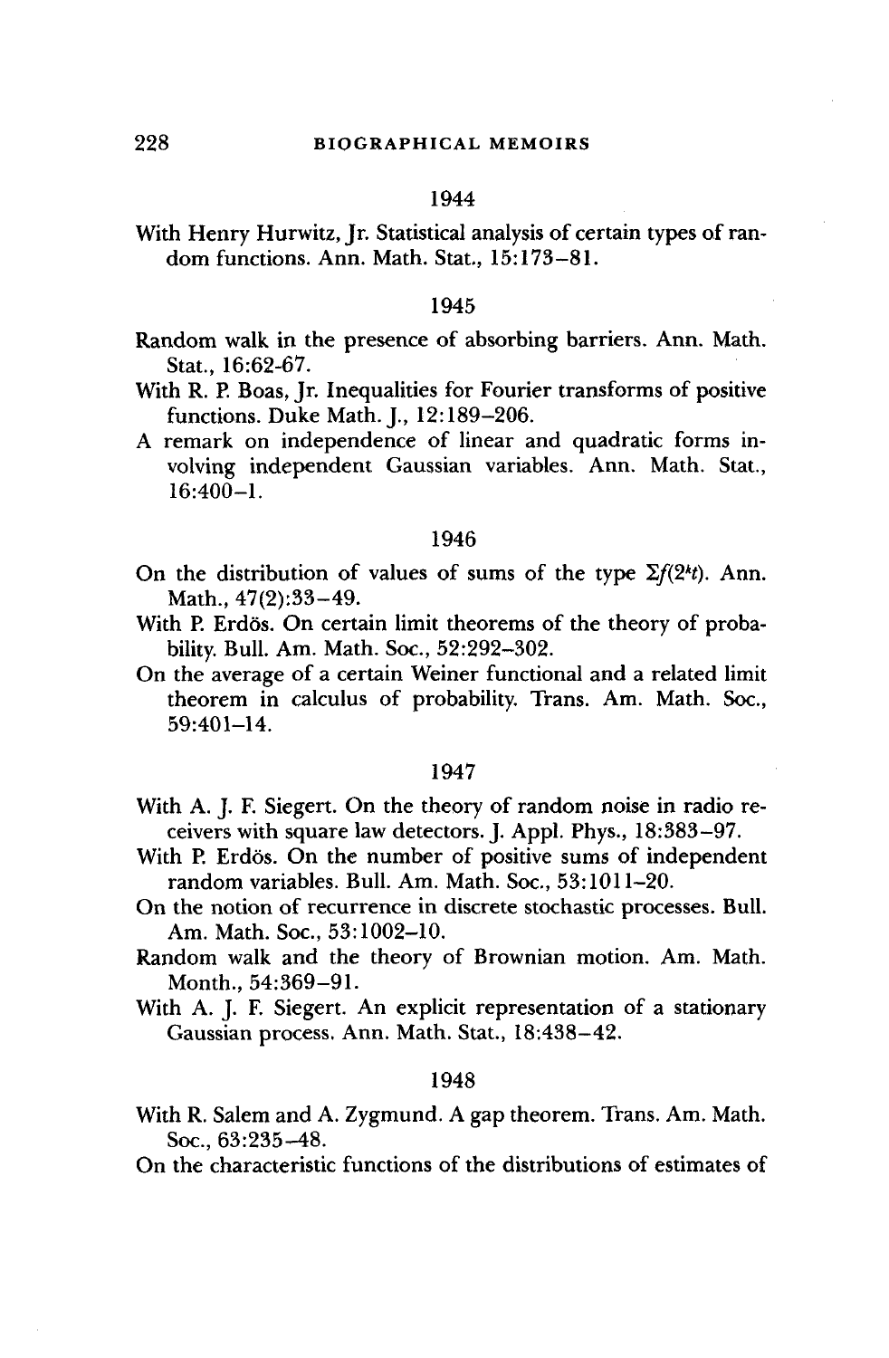1944

With Henry Hurwitz, Jr. Statistical analysis of certain types of random functions. Ann. Math. Stat., 15:173–81.

1945

Random walk in the presence of absorbing barriers. Ann. Math. Stat., 16:62-67.

With R. P. Boas, Jr. Inequalities for Fourier transforms of positive functions. Duke Math. J., 12:189–206.

A remark on independence of linear and quadratic forms involving independent Gaussian variables. Ann. Math. Stat., 16:400–1.

1946

On the distribution of values of sums of the type $\Sigma f(2^k t)$. Ann. Math., 47(2):33–49.

With P. Erdös. On certain limit theorems of the theory of probability. Bull. Am. Math. Soc., 52:292–302.

On the average of a certain Weiner functional and a related limit theorem in calculus of probability. Trans. Am. Math. Soc., 59:401–14.

1947

With A. J. F. Siegert. On the theory of random noise in radio receivers with square law detectors. J. Appl. Phys., 18:383–97.

With P. Erdös. On the number of positive sums of independent random variables. Bull. Am. Math. Soc., 53:1011–20.

On the notion of recurrence in discrete stochastic processes. Bull. Am. Math. Soc., 53:1002–10.

Random walk and the theory of Brownian motion. Am. Math. Month., 54:369–91.

With A. J. F. Siegert. An explicit representation of a stationary Gaussian process. Ann. Math. Stat., 18:438–42.

1948

With R. Salem and A. Zygmund. A gap theorem. Trans. Am. Math. Soc., 63:235–48.

On the characteristic functions of the distributions of estimates of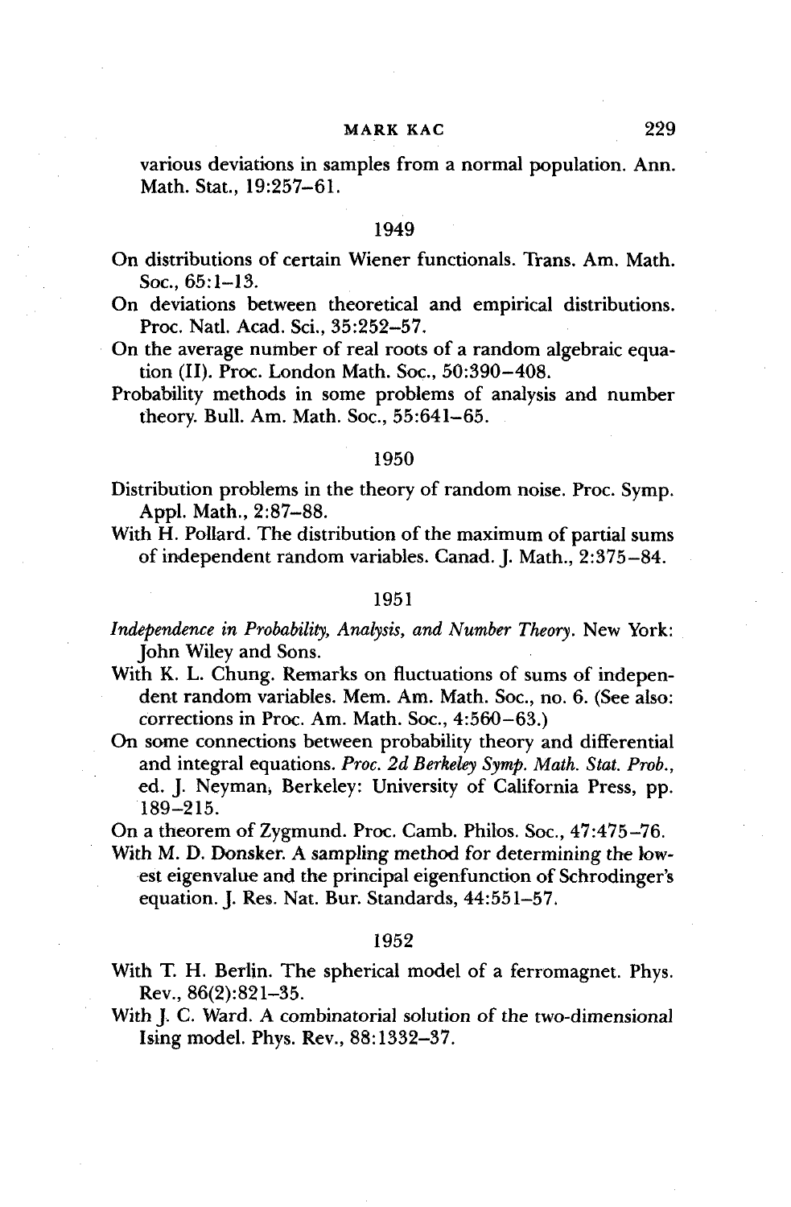various deviations in samples from a normal population. Ann. Math. Stat., 19:257–61.

### 1949

On distributions of certain Wiener functionals. Trans. Am. Math. Soc., 65:1–13.

On deviations between theoretical and empirical distributions. Proc. Natl. Acad. Sci., 35:252–57.

On the average number of real roots of a random algebraic equation (II). Proc. London Math. Soc., 50:390–408.

Probability methods in some problems of analysis and number theory. Bull. Am. Math. Soc., 55:641–65.

### 1950

Distribution problems in the theory of random noise. Proc. Symp. Appl. Math., 2:87–88.

With H. Pollard. The distribution of the maximum of partial sums of independent random variables. Canad. J. Math., 2:375–84.

### 1951

*Independence in Probability, Analysis, and Number Theory.* New York: John Wiley and Sons.

With K. L. Chung. Remarks on fluctuations of sums of independent random variables. Mem. Am. Math. Soc., no. 6. (See also: corrections in Proc. Am. Math. Soc., 4:560–63.)

On some connections between probability theory and differential and integral equations. *Proc. 2d Berkeley Symp. Math. Stat. Prob.*, ed. J. Neyman, Berkeley: University of California Press, pp. 189–215.

On a theorem of Zygmund. Proc. Camb. Philos. Soc., 47:475–76.

With M. D. Donsker. A sampling method for determining the lowest eigenvalue and the principal eigenfunction of Schrodinger's equation. J. Res. Nat. Bur. Standards, 44:551–57.

### 1952

With T. H. Berlin. The spherical model of a ferromagnet. Phys. Rev., 86(2):821–35.

With J. C. Ward. A combinatorial solution of the two-dimensional Ising model. Phys. Rev., 88:1332–37.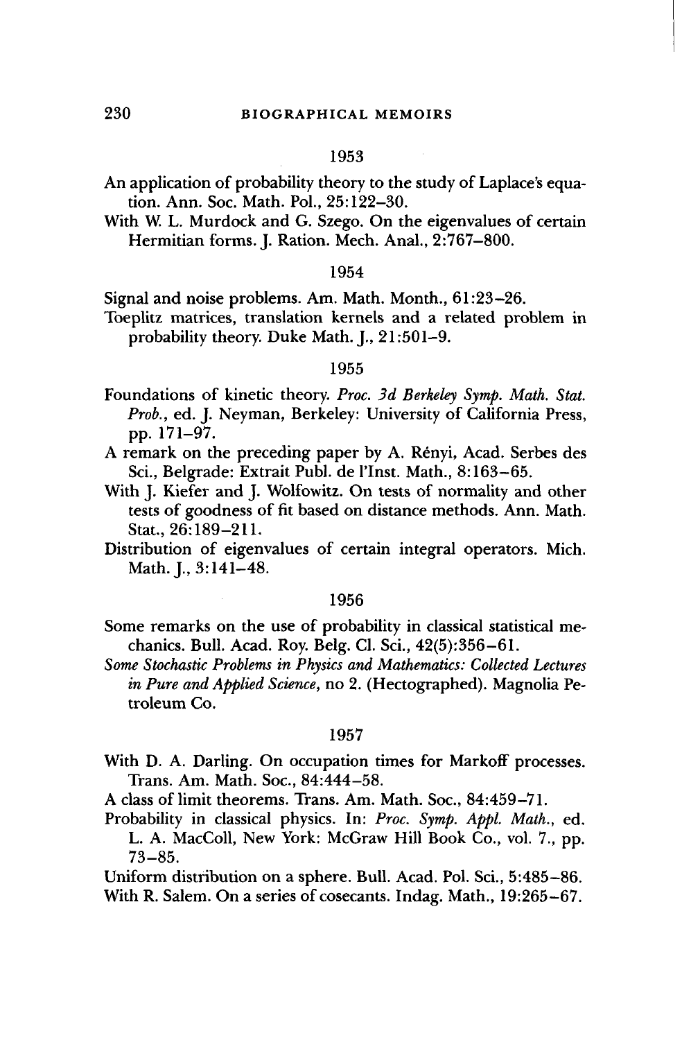### 1953

An application of probability theory to the study of Laplace's equation. Ann. Soc. Math. Pol., 25:122–30.

With W. L. Murdock and G. Szego. On the eigenvalues of certain Hermitian forms. J. Ration. Mech. Anal., 2:767–800.

### 1954

Signal and noise problems. Am. Math. Month., 61:23–26.

Toeplitz matrices, translation kernels and a related problem in probability theory. Duke Math. J., 21:501–9.

### 1955

Foundations of kinetic theory. *Proc. 3d Berkeley Symp. Math. Stat. Prob.*, ed. J. Neyman, Berkeley: University of California Press, pp. 171–97.

A remark on the preceding paper by A. Rényi, Acad. Serbes des Sci., Belgrade: Extrait Publ. de l'Inst. Math., 8:163–65.

With J. Kiefer and J. Wolfowitz. On tests of normality and other tests of goodness of fit based on distance methods. Ann. Math. Stat., 26:189–211.

Distribution of eigenvalues of certain integral operators. Mich. Math. J., 3:141–48.

### 1956

Some remarks on the use of probability in classical statistical mechanics. Bull. Acad. Roy. Belg. Cl. Sci., 42(5):356–61.

*Some Stochastic Problems in Physics and Mathematics: Collected Lectures in Pure and Applied Science*, no 2. (Hectographed). Magnolia Petroleum Co.

### 1957

With D. A. Darling. On occupation times for Markoff processes. Trans. Am. Math. Soc., 84:444–58.

A class of limit theorems. Trans. Am. Math. Soc., 84:459–71.

Probability in classical physics. In: *Proc. Symp. Appl. Math.*, ed. L. A. MacColl, New York: McGraw Hill Book Co., vol. 7., pp. 73–85.

Uniform distribution on a sphere. Bull. Acad. Pol. Sci., 5:485–86.

With R. Salem. On a series of cosecants. Indag. Math., 19:265–67.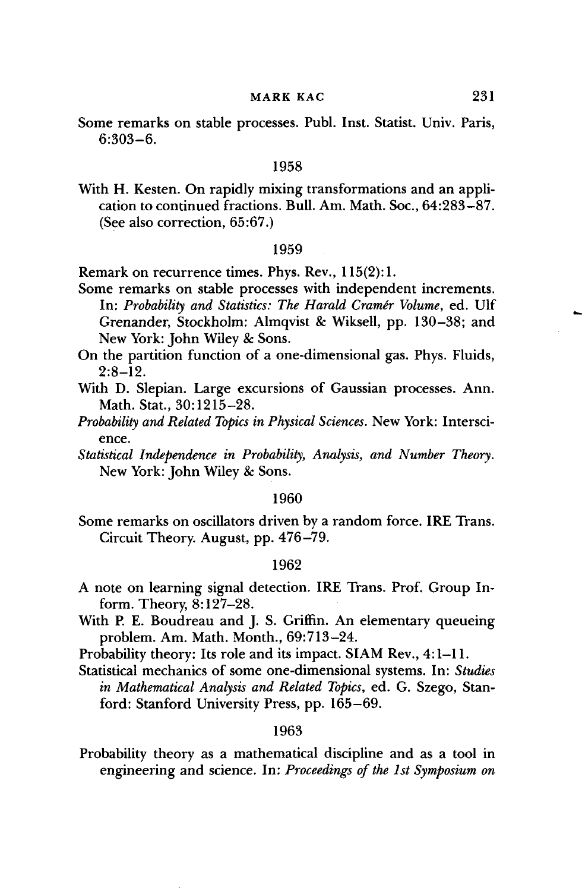Some remarks on stable processes. Publ. Inst. Statist. Univ. Paris, 6:303–6.

1958

With H. Kesten. On rapidly mixing transformations and an application to continued fractions. Bull. Am. Math. Soc., 64:283–87. (See also correction, 65:67.)

1959

Remark on recurrence times. Phys. Rev., 115(2):1.

Some remarks on stable processes with independent increments. In: *Probability and Statistics: The Harald Cramér Volume*, ed. Ulf Grenander, Stockholm: Almqvist & Wiksell, pp. 130–38; and New York: John Wiley & Sons.

On the partition function of a one-dimensional gas. Phys. Fluids, 2:8–12.

With D. Slepian. Large excursions of Gaussian processes. Ann. Math. Stat., 30:1215–28.

*Probability and Related Topics in Physical Sciences*. New York: Interscience.

*Statistical Independence in Probability, Analysis, and Number Theory*. New York: John Wiley & Sons.

1960

Some remarks on oscillators driven by a random force. IRE Trans. Circuit Theory. August, pp. 476–79.

1962

A note on learning signal detection. IRE Trans. Prof. Group Inform. Theory, 8:127–28.

With P. E. Boudreau and J. S. Griffin. An elementary queueing problem. Am. Math. Month., 69:713–24.

Probability theory: Its role and its impact. SIAM Rev., 4:1–11.

Statistical mechanics of some one-dimensional systems. In: *Studies in Mathematical Analysis and Related Topics*, ed. G. Szego, Stanford: Stanford University Press, pp. 165–69.

1963

Probability theory as a mathematical discipline and as a tool in engineering and science. In: *Proceedings of the 1st Symposium on*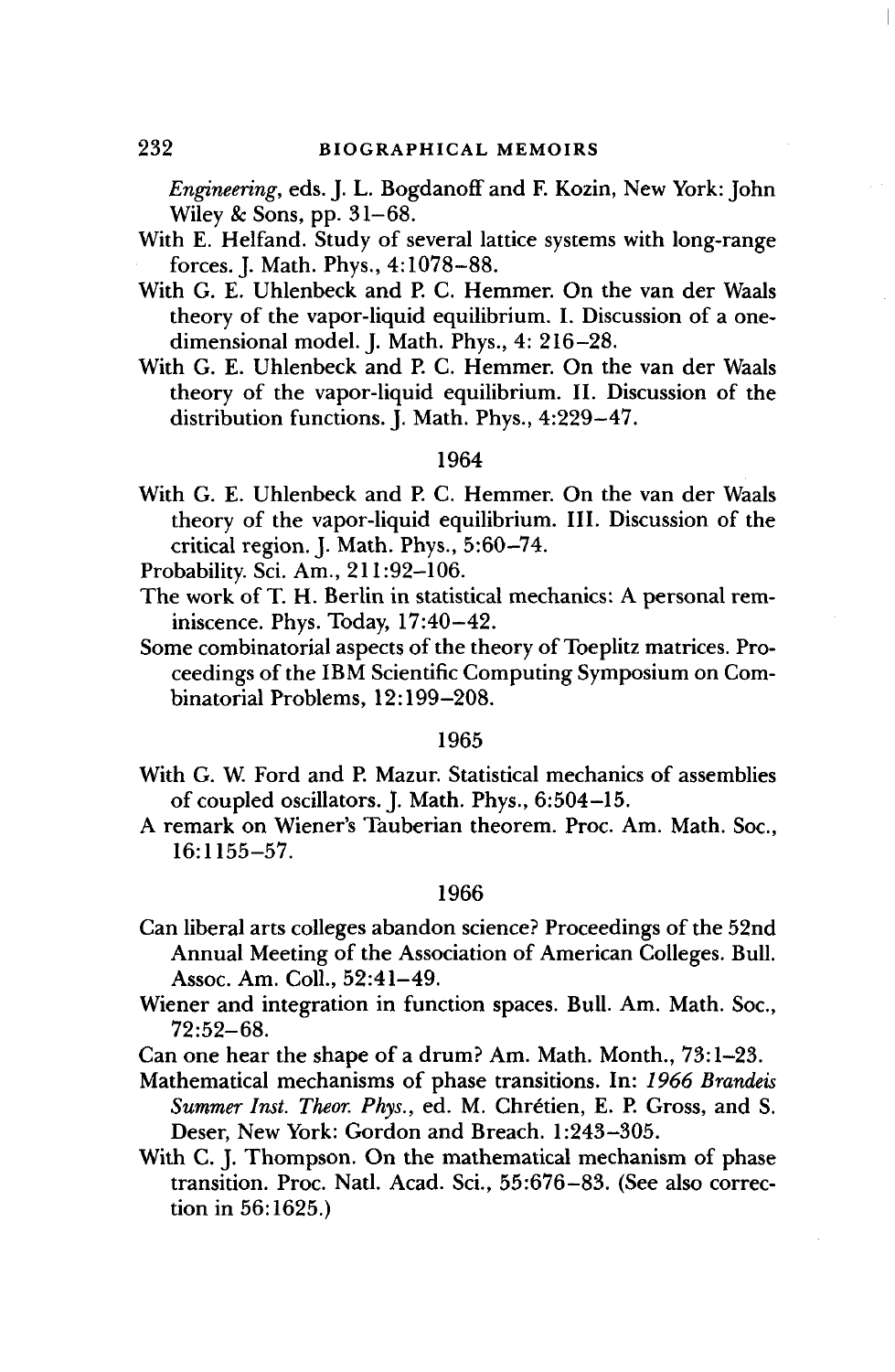*Engineering*, eds. J. L. Bogdanoff and F. Kozin, New York: John Wiley & Sons, pp. 31–68.

With E. Helfand. Study of several lattice systems with long-range forces. J. Math. Phys., 4:1078–88.

With G. E. Uhlenbeck and P. C. Hemmer. On the van der Waals theory of the vapor-liquid equilibrium. I. Discussion of a one-dimensional model. J. Math. Phys., 4: 216–28.

With G. E. Uhlenbeck and P. C. Hemmer. On the van der Waals theory of the vapor-liquid equilibrium. II. Discussion of the distribution functions. J. Math. Phys., 4:229–47.

1964

With G. E. Uhlenbeck and P. C. Hemmer. On the van der Waals theory of the vapor-liquid equilibrium. III. Discussion of the critical region. J. Math. Phys., 5:60–74.

Probability. Sci. Am., 211:92–106.

The work of T. H. Berlin in statistical mechanics: A personal reminiscence. Phys. Today, 17:40–42.

Some combinatorial aspects of the theory of Toeplitz matrices. Proceedings of the IBM Scientific Computing Symposium on Combinatorial Problems, 12:199–208.

1965

With G. W. Ford and P. Mazur. Statistical mechanics of assemblies of coupled oscillators. J. Math. Phys., 6:504–15.

A remark on Wiener's Tauberian theorem. Proc. Am. Math. Soc., 16:1155–57.

1966

Can liberal arts colleges abandon science? Proceedings of the 52nd Annual Meeting of the Association of American Colleges. Bull. Assoc. Am. Coll., 52:41–49.

Wiener and integration in function spaces. Bull. Am. Math. Soc., 72:52–68.

Can one hear the shape of a drum? Am. Math. Month., 73:1–23.

Mathematical mechanisms of phase transitions. In: *1966 Brandeis Summer Inst. Theor. Phys.*, ed. M. Chrétien, E. P. Gross, and S. Deser, New York: Gordon and Breach. 1:243–305.

With C. J. Thompson. On the mathematical mechanism of phase transition. Proc. Natl. Acad. Sci., 55:676–83. (See also correction in 56:1625.)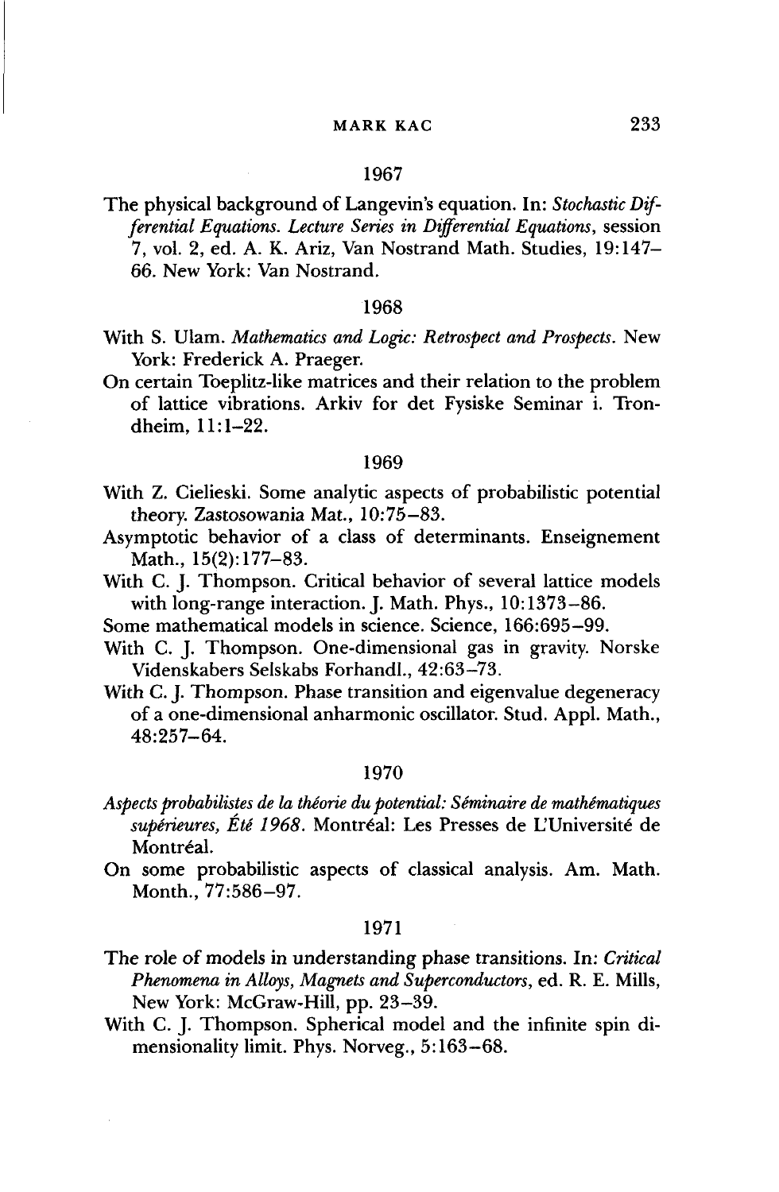### 1967

The physical background of Langevin's equation. In: *Stochastic Differential Equations. Lecture Series in Differential Equations*, session 7, vol. 2, ed. A. K. Ariz, Van Nostrand Math. Studies, 19:147–66. New York: Van Nostrand.

### 1968

With S. Ulam. *Mathematics and Logic: Retrospect and Prospects*. New York: Frederick A. Praeger.

On certain Toeplitz-like matrices and their relation to the problem of lattice vibrations. Arkiv for det Fysiske Seminar i. Trondheim, 11:1–22.

### 1969

With Z. Cielieski. Some analytic aspects of probabilistic potential theory. Zastosowania Mat., 10:75–83.

Asymptotic behavior of a class of determinants. Enseignement Math., 15(2):177–83.

With C. J. Thompson. Critical behavior of several lattice models with long-range interaction. J. Math. Phys., 10:1373–86.

Some mathematical models in science. Science, 166:695–99.

With C. J. Thompson. One-dimensional gas in gravity. Norske Videnskabers Selskabs Forhandl., 42:63–73.

With C. J. Thompson. Phase transition and eigenvalue degeneracy of a one-dimensional anharmonic oscillator. Stud. Appl. Math., 48:257–64.

### 1970

*Aspects probabilistes de la théorie du potential: Séminaire de mathématiques supérieures, Été 1968*. Montréal: Les Presses de L'Université de Montréal.

On some probabilistic aspects of classical analysis. Am. Math. Month., 77:586–97.

### 1971

The role of models in understanding phase transitions. In: *Critical Phenomena in Alloys, Magnets and Superconductors*, ed. R. E. Mills, New York: McGraw-Hill, pp. 23–39.

With C. J. Thompson. Spherical model and the infinite spin dimensionality limit. Phys. Norveg., 5:163–68.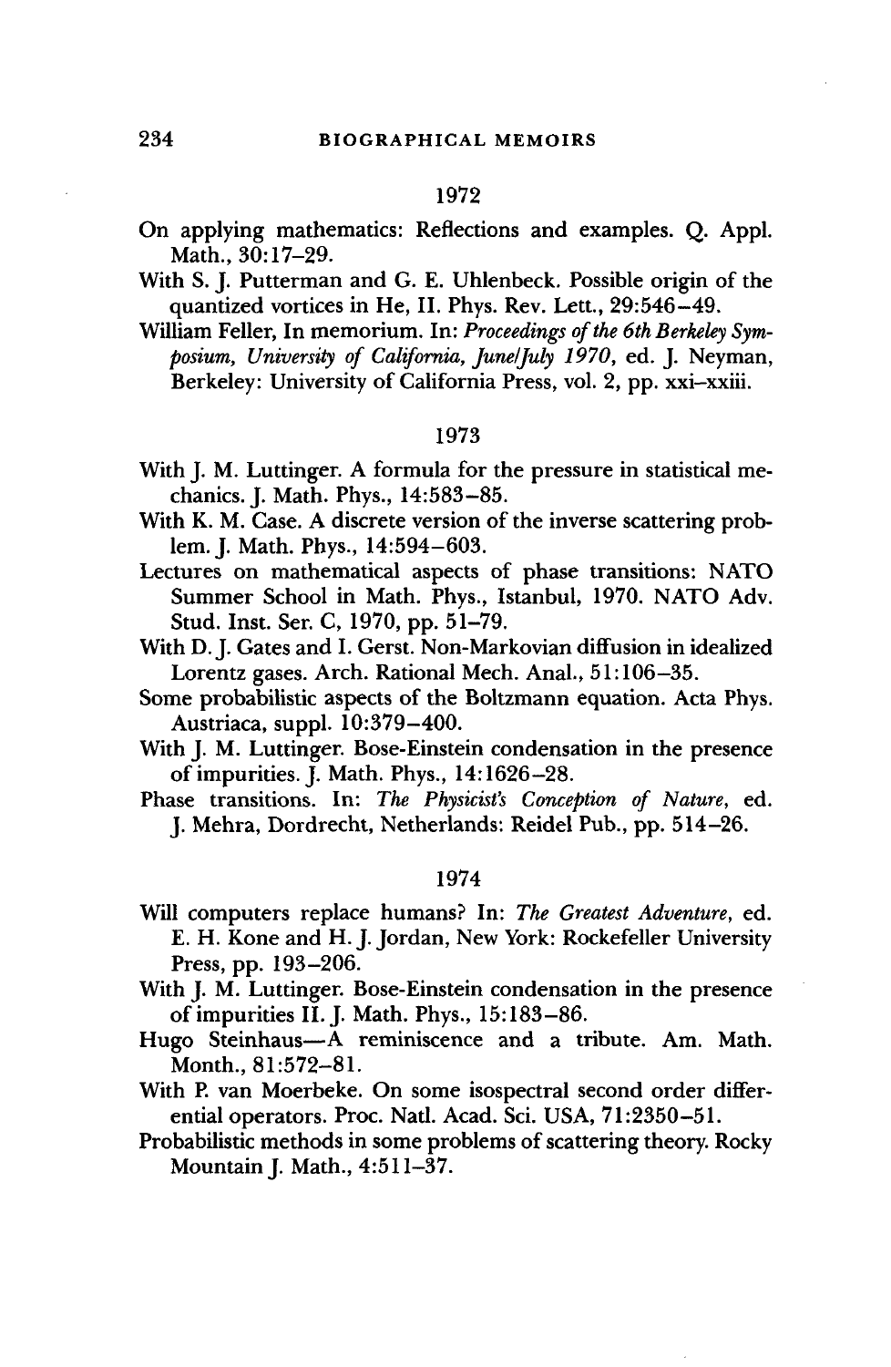## 1972

On applying mathematics: Reflections and examples. Q. Appl. Math., 30:17–29.

With S. J. Putterman and G. E. Uhlenbeck. Possible origin of the quantized vortices in He, II. Phys. Rev. Lett., 29:546–49.

William Feller, In memorium. In: *Proceedings of the 6th Berkeley Symposium, University of California, June/July 1970*, ed. J. Neyman, Berkeley: University of California Press, vol. 2, pp. xxi–xxiii.

## 1973

With J. M. Luttinger. A formula for the pressure in statistical mechanics. J. Math. Phys., 14:583–85.

With K. M. Case. A discrete version of the inverse scattering problem. J. Math. Phys., 14:594–603.

Lectures on mathematical aspects of phase transitions: NATO Summer School in Math. Phys., Istanbul, 1970. NATO Adv. Stud. Inst. Ser. C, 1970, pp. 51–79.

With D. J. Gates and I. Gerst. Non-Markovian diffusion in idealized Lorentz gases. Arch. Rational Mech. Anal., 51:106–35.

Some probabilistic aspects of the Boltzmann equation. Acta Phys. Austriaca, suppl. 10:379–400.

With J. M. Luttinger. Bose-Einstein condensation in the presence of impurities. J. Math. Phys., 14:1626–28.

Phase transitions. In: *The Physicist's Conception of Nature*, ed. J. Mehra, Dordrecht, Netherlands: Reidel Pub., pp. 514–26.

## 1974

Will computers replace humans? In: *The Greatest Adventure*, ed. E. H. Kone and H. J. Jordan, New York: Rockefeller University Press, pp. 193–206.

With J. M. Luttinger. Bose-Einstein condensation in the presence of impurities II. J. Math. Phys., 15:183–86.

Hugo Steinhaus—A reminiscence and a tribute. Am. Math. Month., 81:572–81.

With P. van Moerbeke. On some isospectral second order differential operators. Proc. Natl. Acad. Sci. USA, 71:2350–51.

Probabilistic methods in some problems of scattering theory. Rocky Mountain J. Math., 4:511–37.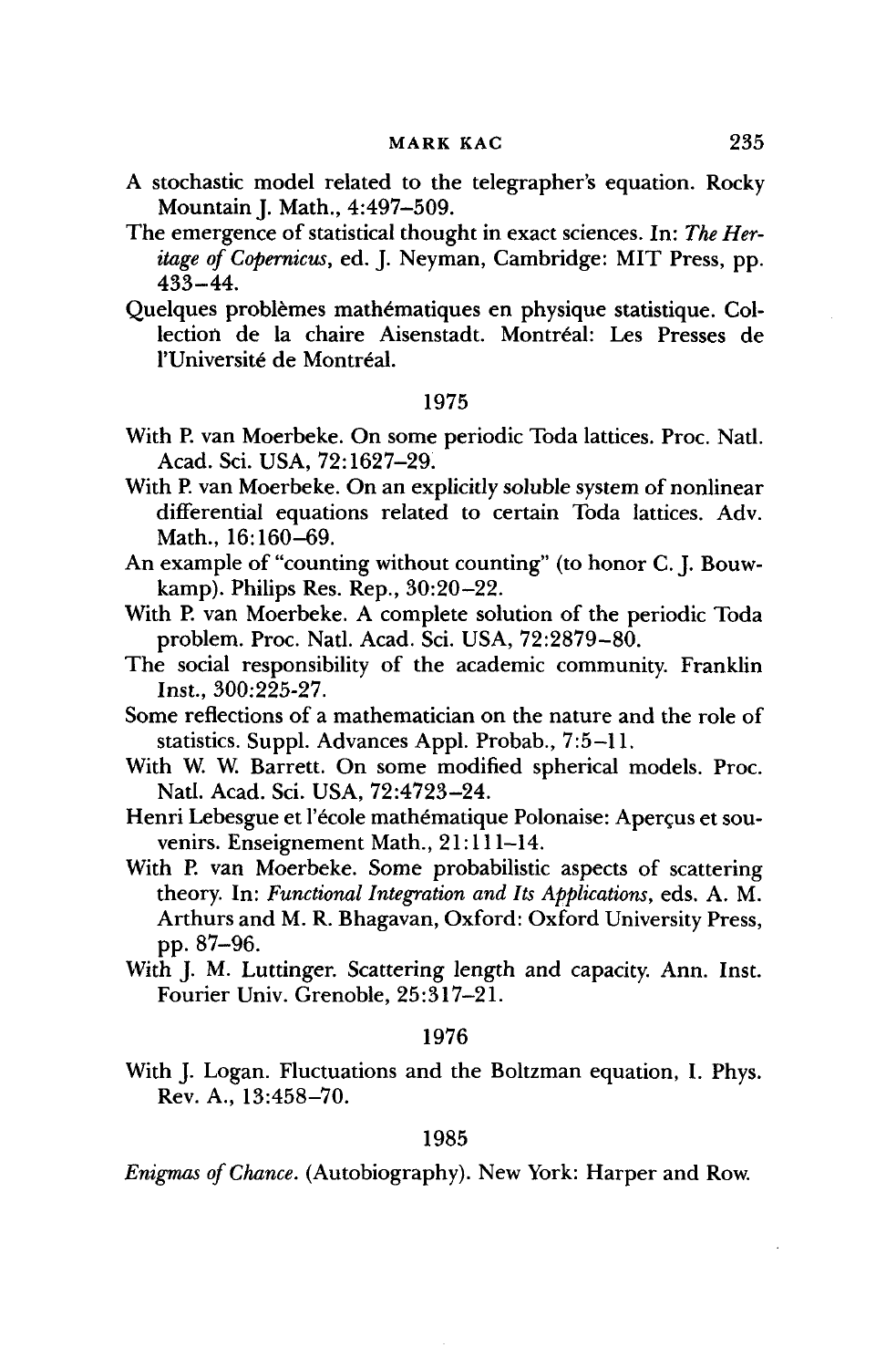A stochastic model related to the telegrapher's equation. Rocky Mountain J. Math., 4:497–509.

The emergence of statistical thought in exact sciences. In: *The Heritage of Copernicus*, ed. J. Neyman, Cambridge: MIT Press, pp. 433–44.

Quelques problèmes mathématiques en physique statistique. Collection de la chaire Aisenstadt. Montréal: Les Presses de l'Université de Montréal.

### 1975

With P. van Moerbeke. On some periodic Toda lattices. Proc. Natl. Acad. Sci. USA, 72:1627–29.

With P. van Moerbeke. On an explicitly soluble system of nonlinear differential equations related to certain Toda lattices. Adv. Math., 16:160–69.

An example of "counting without counting" (to honor C. J. Bouwkamp). Philips Res. Rep., 30:20–22.

With P. van Moerbeke. A complete solution of the periodic Toda problem. Proc. Natl. Acad. Sci. USA, 72:2879–80.

The social responsibility of the academic community. Franklin Inst., 300:225-27.

Some reflections of a mathematician on the nature and the role of statistics. Suppl. Advances Appl. Probab., 7:5–11.

With W. W. Barrett. On some modified spherical models. Proc. Natl. Acad. Sci. USA, 72:4723–24.

Henri Lebesgue et l'école mathématique Polonaise: Aperçus et souvenirs. Enseignement Math., 21:111–14.

With P. van Moerbeke. Some probabilistic aspects of scattering theory. In: *Functional Integration and Its Applications*, eds. A. M. Arthurs and M. R. Bhagavan, Oxford: Oxford University Press, pp. 87–96.

With J. M. Luttinger. Scattering length and capacity. Ann. Inst. Fourier Univ. Grenoble, 25:317–21.

### 1976

With J. Logan. Fluctuations and the Boltzman equation, I. Phys. Rev. A., 13:458–70.

### 1985

*Enigmas of Chance.* (Autobiography). New York: Harper and Row.